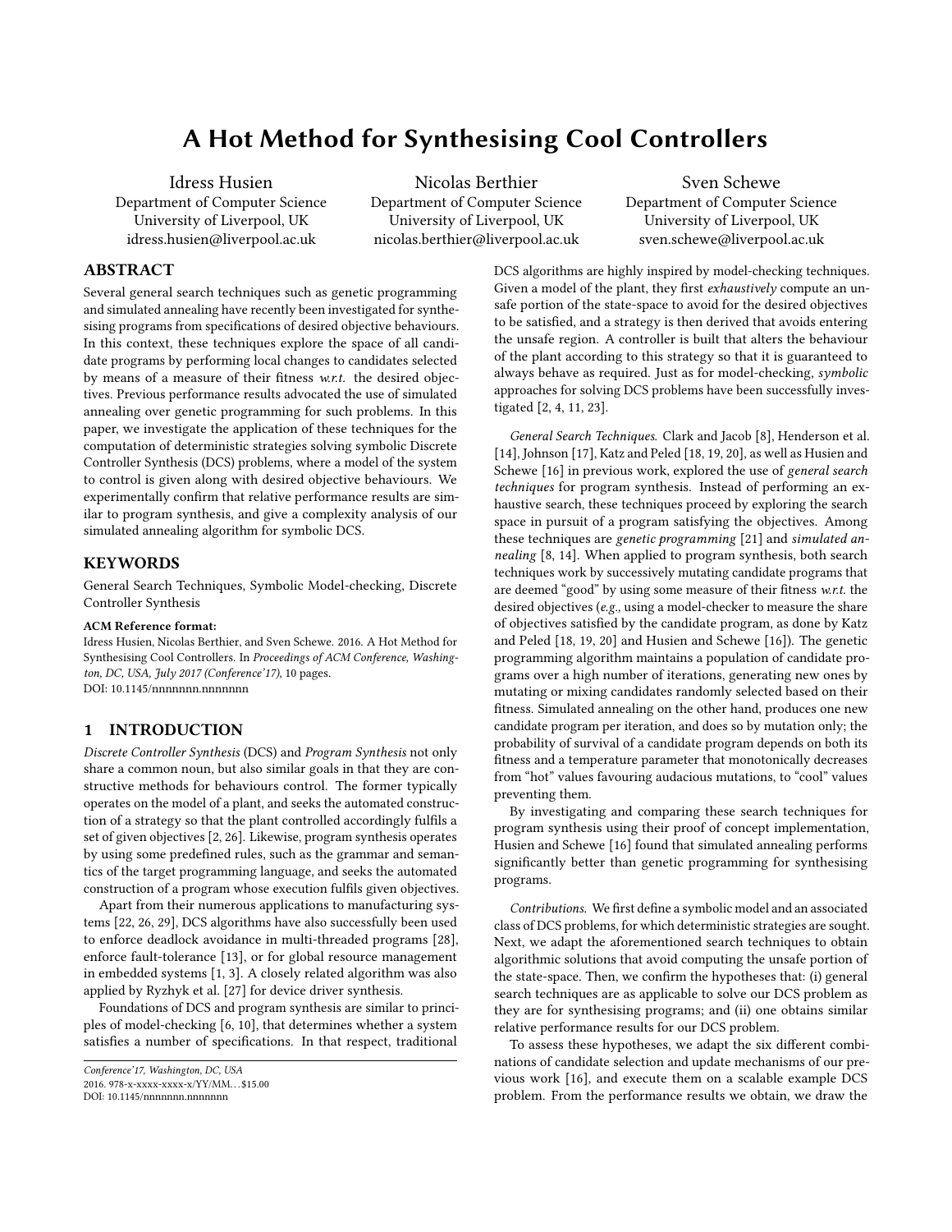# A Hot Method for Synthesising Cool Controllers

Idress Husien
Department of Computer Science
University of Liverpool, UK
idress.husien@liverpool.ac.uk

Nicolas Berthier
Department of Computer Science
University of Liverpool, UK
nicolas.berthier@liverpool.ac.uk

Sven Schewe
Department of Computer Science
University of Liverpool, UK
sven.schewe@liverpool.ac.uk

## ABSTRACT

Several general search techniques such as genetic programming and simulated annealing have recently been investigated for synthesising programs from specifications of desired objective behaviours. In this context, these techniques explore the space of all candidate programs by performing local changes to candidates selected by means of a measure of their fitness *w.r.t.* the desired objectives. Previous performance results advocated the use of simulated annealing over genetic programming for such problems. In this paper, we investigate the application of these techniques for the computation of deterministic strategies solving symbolic Discrete Controller Synthesis (DCS) problems, where a model of the system to control is given along with desired objective behaviours. We experimentally confirm that relative performance results are similar to program synthesis, and give a complexity analysis of our simulated annealing algorithm for symbolic DCS.

## KEYWORDS

General Search Techniques, Symbolic Model-checking, Discrete Controller Synthesis

**ACM Reference format:**
Idress Husien, Nicolas Berthier, and Sven Schewe. 2016. A Hot Method for Synthesising Cool Controllers. In *Proceedings of ACM Conference, Washington, DC, USA, July 2017 (Conference'17),* 10 pages.
DOI: 10.1145/nnnnnnn.nnnnnnn

## 1 INTRODUCTION

*Discrete Controller Synthesis* (DCS) and *Program Synthesis* not only share a common noun, but also similar goals in that they are constructive methods for behaviours control. The former typically operates on the model of a plant, and seeks the automated construction of a strategy so that the plant controlled accordingly fulfils a set of given objectives [2, 26]. Likewise, program synthesis operates by using some predefined rules, such as the grammar and semantics of the target programming language, and seeks the automated construction of a program whose execution fulfils given objectives.

Apart from their numerous applications to manufacturing systems [22, 26, 29], DCS algorithms have also successfully been used to enforce deadlock avoidance in multi-threaded programs [28], enforce fault-tolerance [13], or for global resource management in embedded systems [1, 3]. A closely related algorithm was also applied by Ryzhyk et al. [27] for device driver synthesis.

Foundations of DCS and program synthesis are similar to principles of model-checking [6, 10], that determines whether a system satisfies a number of specifications. In that respect, traditional DCS algorithms are highly inspired by model-checking techniques. Given a model of the plant, they first *exhaustively* compute an unsafe portion of the state-space to avoid for the desired objectives to be satisfied, and a strategy is then derived that avoids entering the unsafe region. A controller is built that alters the behaviour of the plant according to this strategy so that it is guaranteed to always behave as required. Just as for model-checking, *symbolic* approaches for solving DCS problems have been successfully investigated [2, 4, 11, 23].

*General Search Techniques.* Clark and Jacob [8], Henderson et al. [14], Johnson [17], Katz and Peled [18, 19, 20], as well as Husien and Schewe [16] in previous work, explored the use of *general search techniques* for program synthesis. Instead of performing an exhaustive search, these techniques proceed by exploring the search space in pursuit of a program satisfying the objectives. Among these techniques are *genetic programming* [21] and *simulated annealing* [8, 14]. When applied to program synthesis, both search techniques work by successively mutating candidate programs that are deemed "good" by using some measure of their fitness *w.r.t.* the desired objectives (*e.g.,* using a model-checker to measure the share of objectives satisfied by the candidate program, as done by Katz and Peled [18, 19, 20] and Husien and Schewe [16]). The genetic programming algorithm maintains a population of candidate programs over a high number of iterations, generating new ones by mutating or mixing candidates randomly selected based on their fitness. Simulated annealing on the other hand, produces one new candidate program per iteration, and does so by mutation only; the probability of survival of a candidate program depends on both its fitness and a temperature parameter that monotonically decreases from "hot" values favouring audacious mutations, to "cool" values preventing them.

By investigating and comparing these search techniques for program synthesis using their proof of concept implementation, Husien and Schewe [16] found that simulated annealing performs significantly better than genetic programming for synthesising programs.

*Contributions.* We first define a symbolic model and an associated class of DCS problems, for which deterministic strategies are sought. Next, we adapt the aforementioned search techniques to obtain algorithmic solutions that avoid computing the unsafe portion of the state-space. Then, we confirm the hypotheses that: (i) general search techniques are as applicable to solve our DCS problem as they are for synthesising programs; and (ii) one obtains similar relative performance results for our DCS problem.

To assess these hypotheses, we adapt the six different combinations of candidate selection and update mechanisms of our previous work [16], and execute them on a scalable example DCS problem. From the performance results we obtain, we draw the

Conference'17, Washington, DC, USA
2016. 978-x-xxxx-xxxx-x/YY/MM...$15.00
DOI: 10.1145/nnnnnnn.nnnnnnn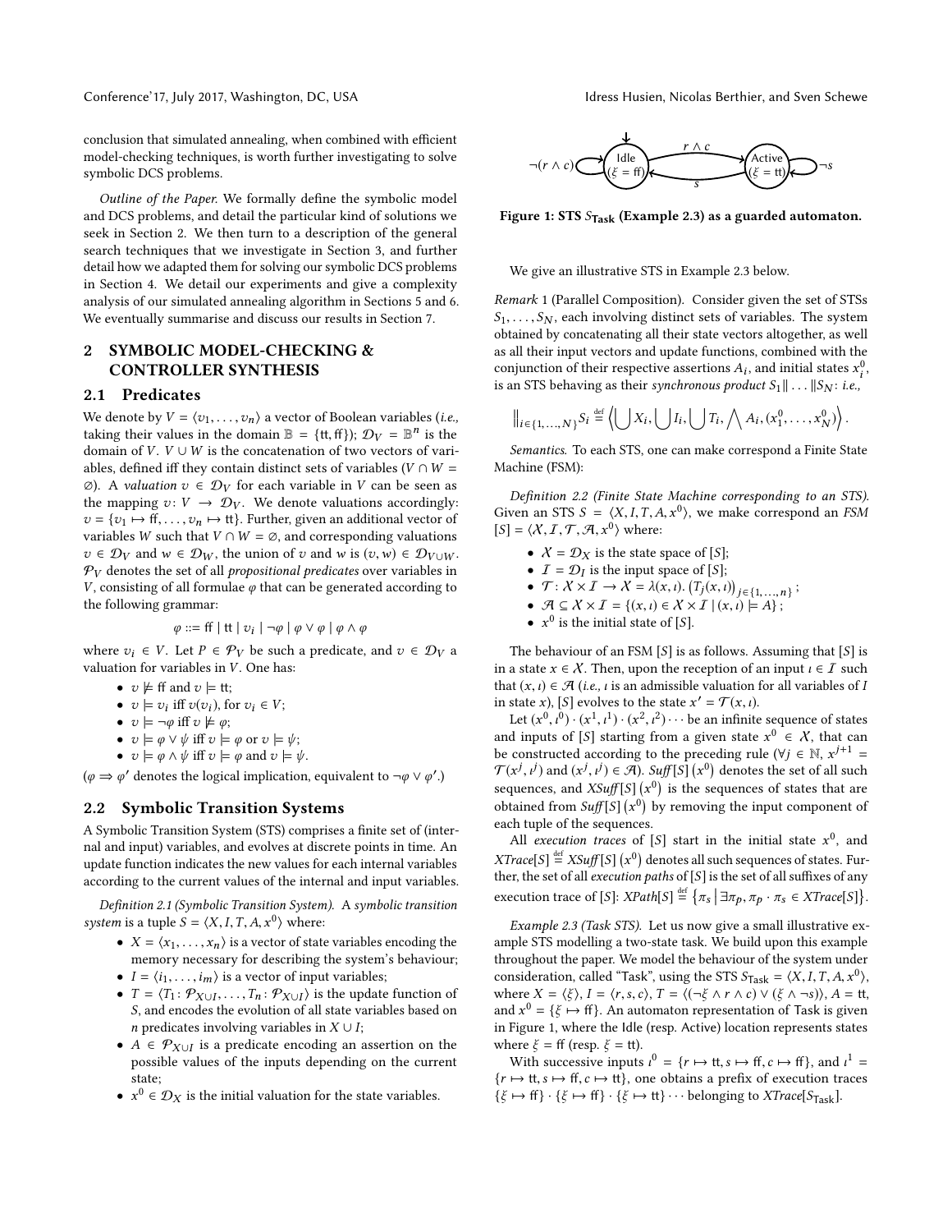conclusion that simulated annealing, when combined with efficient model-checking techniques, is worth further investigating to solve symbolic DCS problems.

*Outline of the Paper.* We formally define the symbolic model and DCS problems, and detail the particular kind of solutions we seek in Section 2. We then turn to a description of the general search techniques that we investigate in Section 3, and further detail how we adapted them for solving our symbolic DCS problems in Section 4. We detail our experiments and give a complexity analysis of our simulated annealing algorithm in Sections 5 and 6. We eventually summarise and discuss our results in Section 7.

## 2 SYMBOLIC MODEL-CHECKING & CONTROLLER SYNTHESIS

### 2.1 Predicates

We denote by $V = \langle v_1, \ldots, v_n \rangle$ a vector of Boolean variables (*i.e.,* taking their values in the domain $\mathbb{B} = \{\mathrm{tt}, \mathrm{ff}\}$); $\mathcal{D}_V = \mathbb{B}^n$ is the domain of $V$. $V \cup W$ is the concatenation of two vectors of variables, defined iff they contain distinct sets of variables ($V \cap W = \varnothing$). A *valuation* $v \in \mathcal{D}_V$ for each variable in $V$ can be seen as the mapping $v \colon V \to \mathcal{D}_V$. We denote valuations accordingly: $v = \{v_1 \mapsto \mathrm{ff}, \ldots, v_n \mapsto \mathrm{tt}\}$. Further, given an additional vector of variables $W$ such that $V \cap W = \varnothing$, and corresponding valuations $v \in \mathcal{D}_V$ and $w \in \mathcal{D}_W$, the union of $v$ and $w$ is $(v, w) \in \mathcal{D}_{V \cup W}$. $\mathcal{P}_V$ denotes the set of all *propositional predicates* over variables in $V$, consisting of all formulae $\varphi$ that can be generated according to the following grammar:

$$\varphi ::= \mathrm{ff} \mid \mathrm{tt} \mid v_i \mid \neg\varphi \mid \varphi \vee \varphi \mid \varphi \wedge \varphi$$

where $v_i \in V$. Let $P \in \mathcal{P}_V$ be such a predicate, and $v \in \mathcal{D}_V$ a valuation for variables in $V$. One has:

- $v \not\models \mathrm{ff}$ and $v \models \mathrm{tt}$;
- $v \models v_i$ iff $v(v_i)$, for $v_i \in V$;
- $v \models \neg\varphi$ iff $v \not\models \varphi$;
- $v \models \varphi \vee \psi$ iff $v \models \varphi$ or $v \models \psi$;
- $v \models \varphi \wedge \psi$ iff $v \models \varphi$ and $v \models \psi$.

($\varphi \Rightarrow \varphi'$ denotes the logical implication, equivalent to $\neg\varphi \vee \varphi'$.)

### 2.2 Symbolic Transition Systems

A Symbolic Transition System (STS) comprises a finite set of (internal and input) variables, and evolves at discrete points in time. An update function indicates the new values for each internal variables according to the current values of the internal and input variables.

*Definition 2.1 (Symbolic Transition System).* A *symbolic transition system* is a tuple $S = \langle X, I, T, A, x^0 \rangle$ where:

- $X = \langle x_1, \ldots, x_n \rangle$ is a vector of state variables encoding the memory necessary for describing the system's behaviour;
- $I = \langle i_1, \ldots, i_m \rangle$ is a vector of input variables;
- $T = \langle T_1 \colon \mathcal{P}_{X \cup I}, \ldots, T_n \colon \mathcal{P}_{X \cup I} \rangle$ is the update function of $S$, and encodes the evolution of all state variables based on $n$ predicates involving variables in $X \cup I$;
- $A \in \mathcal{P}_{X \cup I}$ is a predicate encoding an assertion on the possible values of the inputs depending on the current state;
- $x^0 \in \mathcal{D}_X$ is the initial valuation for the state variables.

Figure 1: STS $S_{\mathsf{Task}}$ (Example 2.3) as a guarded automaton.

We give an illustrative STS in Example 2.3 below.

*Remark 1 (Parallel Composition).* Consider given the set of STSs $S_1, \ldots, S_N$, each involving distinct sets of variables. The system obtained by concatenating all their state vectors altogether, as well as all their input vectors and update functions, combined with the conjunction of their respective assertions $A_i$, and initial states $x_i^0$, is an STS behaving as their *synchronous product* $S_1 \| \ldots \| S_N$: *i.e.,*

$$\big\|_{i \in \{1,\ldots,N\}} S_i \stackrel{\text{def}}{=} \left\langle \bigcup X_i, \bigcup I_i, \bigcup T_i, \bigwedge A_i, (x_1^0, \ldots, x_N^0) \right\rangle.$$

*Semantics.* To each STS, one can make correspond a Finite State Machine (FSM):

*Definition 2.2 (Finite State Machine corresponding to an STS).* Given an STS $S = \langle X, I, T, A, x^0 \rangle$, we make correspond an *FSM* $[S] = \langle \mathcal{X}, \mathcal{I}, \mathcal{T}, \mathcal{A}, x^0 \rangle$ where:

- $\mathcal{X} = \mathcal{D}_X$ is the state space of $[S]$;
- $\mathcal{I} = \mathcal{D}_I$ is the input space of $[S]$;
- $\mathcal{T} \colon \mathcal{X} \times \mathcal{I} \to \mathcal{X} = \lambda(x, \iota).\,\big(T_j(x, \iota)\big)_{j \in \{1,\ldots,n\}}$;
- $\mathcal{A} \subseteq \mathcal{X} \times \mathcal{I} = \{(x, \iota) \in \mathcal{X} \times \mathcal{I} \mid (x, \iota) \models A\}$;
- $x^0$ is the initial state of $[S]$.

The behaviour of an FSM $[S]$ is as follows. Assuming that $[S]$ is in a state $x \in \mathcal{X}$. Then, upon the reception of an input $\iota \in \mathcal{I}$ such that $(x, \iota) \in \mathcal{A}$ (*i.e.,* $\iota$ is an admissible valuation for all variables of $I$ in state $x$), $[S]$ evolves to the state $x' = \mathcal{T}(x, \iota)$.

Let $(x^0, \iota^0) \cdot (x^1, \iota^1) \cdot (x^2, \iota^2) \cdots$ be an infinite sequence of states and inputs of $[S]$ starting from a given state $x^0 \in \mathcal{X}$, that can be constructed according to the preceding rule ($\forall j \in \mathbb{N}$, $x^{j+1} = \mathcal{T}(x^j, \iota^j)$ and $(x^j, \iota^j) \in \mathcal{A}$). $\mathit{Suff}[S]\left(x^0\right)$ denotes the set of all such sequences, and $\mathit{XSuff}[S]\left(x^0\right)$ is the sequences of states that are obtained from $\mathit{Suff}[S]\left(x^0\right)$ by removing the input component of each tuple of the sequences.

All *execution traces* of $[S]$ start in the initial state $x^0$, and $\mathit{XTrace}[S] \stackrel{\text{def}}{=} \mathit{XSuff}[S]\left(x^0\right)$ denotes all such sequences of states. Further, the set of all *execution paths* of $[S]$ is the set of all suffixes of any execution trace of $[S]$: $\mathit{XPath}[S] \stackrel{\text{def}}{=} \left\{\pi_s \,\middle|\, \exists \pi_p, \pi_p \cdot \pi_s \in \mathit{XTrace}[S]\right\}$.

*Example 2.3 (Task STS).* Let us now give a small illustrative example STS modelling a two-state task. We build upon this example throughout the paper. We model the behaviour of the system under consideration, called "Task", using the STS $S_{\mathsf{Task}} = \langle X, I, T, A, x^0 \rangle$, where $X = \langle \xi \rangle$, $I = \langle r, s, c \rangle$, $T = \langle (\neg\xi \wedge r \wedge c) \vee (\xi \wedge \neg s) \rangle$, $A = \mathrm{tt}$, and $x^0 = \{\xi \mapsto \mathrm{ff}\}$. An automaton representation of Task is given in Figure 1, where the Idle (resp. Active) location represents states where $\xi = \mathrm{ff}$ (resp. $\xi = \mathrm{tt}$).

With successive inputs $\iota^0 = \{r \mapsto \mathrm{tt}, s \mapsto \mathrm{ff}, c \mapsto \mathrm{ff}\}$, and $\iota^1 = \{r \mapsto \mathrm{tt}, s \mapsto \mathrm{ff}, c \mapsto \mathrm{tt}\}$, one obtains a prefix of execution traces $\{\xi \mapsto \mathrm{ff}\} \cdot \{\xi \mapsto \mathrm{ff}\} \cdot \{\xi \mapsto \mathrm{tt}\} \cdots$ belonging to $\mathit{XTrace}[S_{\mathsf{Task}}]$.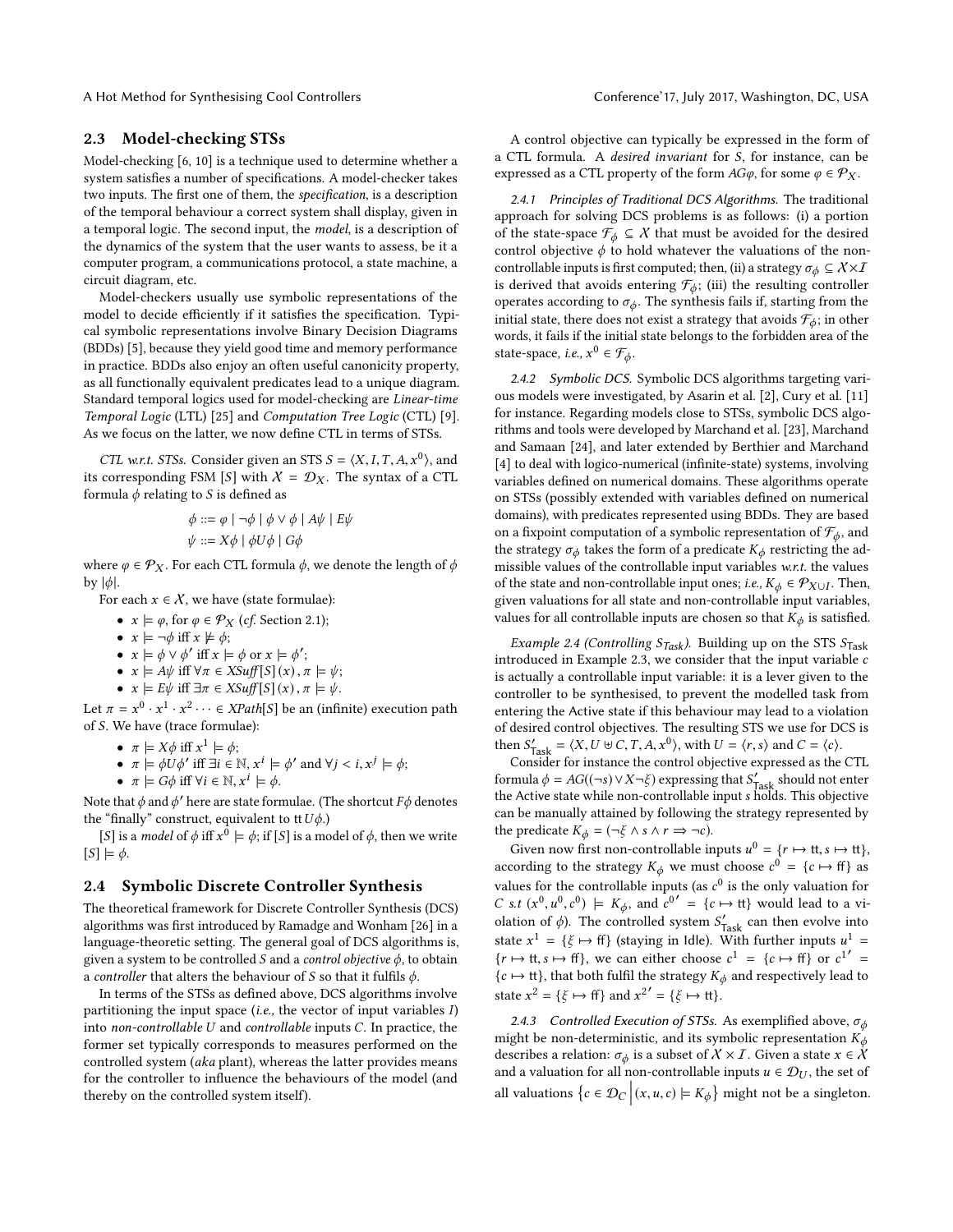## 2.3 Model-checking STSs

Model-checking [6, 10] is a technique used to determine whether a system satisfies a number of specifications. A model-checker takes two inputs. The first one of them, the *specification*, is a description of the temporal behaviour a correct system shall display, given in a temporal logic. The second input, the *model*, is a description of the dynamics of the system that the user wants to assess, be it a computer program, a communications protocol, a state machine, a circuit diagram, etc.

Model-checkers usually use symbolic representations of the model to decide efficiently if it satisfies the specification. Typical symbolic representations involve Binary Decision Diagrams (BDDs) [5], because they yield good time and memory performance in practice. BDDs also enjoy an often useful canonicity property, as all functionally equivalent predicates lead to a unique diagram. Standard temporal logics used for model-checking are *Linear-time Temporal Logic* (LTL) [25] and *Computation Tree Logic* (CTL) [9]. As we focus on the latter, we now define CTL in terms of STSs.

*CTL w.r.t. STSs.* Consider given an STS $S = \langle X, I, T, A, x^0 \rangle$, and its corresponding FSM $[S]$ with $\mathcal{X} = \mathcal{D}_X$. The syntax of a CTL formula $\phi$ relating to $S$ is defined as

$$\phi ::= \varphi \mid \neg\phi \mid \phi \vee \phi \mid A\psi \mid E\psi$$
$$\psi ::= X\phi \mid \phi U \phi \mid G\phi$$

where $\varphi \in \mathcal{P}_X$. For each CTL formula $\phi$, we denote the length of $\phi$ by $|\phi|$.

For each $x \in \mathcal{X}$, we have (state formulae):

- $x \models \varphi$, for $\varphi \in \mathcal{P}_X$ (*cf.* Section 2.1);
- $x \models \neg\phi$ iff $x \not\models \phi$;
- $x \models \phi \vee \phi'$ iff $x \models \phi$ or $x \models \phi'$;
- $x \models A\psi$ iff $\forall \pi \in XSuff[S](x), \pi \models \psi$;
- $x \models E\psi$ iff $\exists \pi \in XSuff[S](x), \pi \models \psi$.

Let $\pi = x^0 \cdot x^1 \cdot x^2 \cdots \in XPath[S]$ be an (infinite) execution path of $S$. We have (trace formulae):

- $\pi \models X\phi$ iff $x^1 \models \phi$;
- $\pi \models \phi U \phi'$ iff $\exists i \in \mathbb{N}, x^i \models \phi'$ and $\forall j < i, x^j \models \phi$;
- $\pi \models G\phi$ iff $\forall i \in \mathbb{N}, x^i \models \phi$.

Note that $\phi$ and $\phi'$ here are state formulae. (The shortcut $F\phi$ denotes the "finally" construct, equivalent to $\mathrm{tt}\, U \phi$.)

$[S]$ is a *model* of $\phi$ iff $x^0 \models \phi$; if $[S]$ is a model of $\phi$, then we write $[S] \models \phi$.

## 2.4 Symbolic Discrete Controller Synthesis

The theoretical framework for Discrete Controller Synthesis (DCS) algorithms was first introduced by Ramadge and Wonham [26] in a language-theoretic setting. The general goal of DCS algorithms is, given a system to be controlled $S$ and a *control objective* $\phi$, to obtain a *controller* that alters the behaviour of $S$ so that it fulfils $\phi$.

In terms of the STSs as defined above, DCS algorithms involve partitioning the input space (*i.e.,* the vector of input variables $I$) into *non-controllable* $U$ and *controllable* inputs $C$. In practice, the former set typically corresponds to measures performed on the controlled system (*aka* plant), whereas the latter provides means for the controller to influence the behaviours of the model (and thereby on the controlled system itself).

A control objective can typically be expressed in the form of a CTL formula. A *desired invariant* for $S$, for instance, can be expressed as a CTL property of the form $AG\varphi$, for some $\varphi \in \mathcal{P}_X$.

#### 2.4.1 Principles of Traditional DCS Algorithms.

The traditional approach for solving DCS problems is as follows: (i) a portion of the state-space $\mathcal{F}_\phi \subseteq \mathcal{X}$ that must be avoided for the desired control objective $\phi$ to hold whatever the valuations of the non-controllable inputs is first computed; then, (ii) a strategy $\sigma_\phi \subseteq \mathcal{X} \times \mathcal{I}$ is derived that avoids entering $\mathcal{F}_\phi$; (iii) the resulting controller operates according to $\sigma_\phi$. The synthesis fails if, starting from the initial state, there does not exist a strategy that avoids $\mathcal{F}_\phi$; in other words, it fails if the initial state belongs to the forbidden area of the state-space, *i.e.,* $x^0 \in \mathcal{F}_\phi$.

#### 2.4.2 Symbolic DCS.

Symbolic DCS algorithms targeting various models were investigated, by Asarin et al. [2], Cury et al. [11] for instance. Regarding models close to STSs, symbolic DCS algorithms and tools were developed by Marchand et al. [23], Marchand and Samaan [24], and later extended by Berthier and Marchand [4] to deal with logico-numerical (infinite-state) systems, involving variables defined on numerical domains. These algorithms operate on STSs (possibly extended with variables defined on numerical domains), with predicates represented using BDDs. They are based on a fixpoint computation of a symbolic representation of $\mathcal{F}_\phi$, and the strategy $\sigma_\phi$ takes the form of a predicate $K_\phi$ restricting the admissible values of the controllable input variables *w.r.t.* the values of the state and non-controllable input ones; *i.e.,* $K_\phi \in \mathcal{P}_{X \cup I}$. Then, given valuations for all state and non-controllable input variables, values for all controllable inputs are chosen so that $K_\phi$ is satisfied.

*Example 2.4 (Controlling $S_{\mathsf{Task}}$).* Building up on the STS $S_{\mathsf{Task}}$ introduced in Example 2.3, we consider that the input variable $c$ is actually a controllable input variable: it is a lever given to the controller to be synthesised, to prevent the modelled task from entering the Active state if this behaviour may lead to a violation of desired control objectives. The resulting STS we use for DCS is then $S'_{\mathsf{Task}} = \langle X, U \uplus C, T, A, x^0 \rangle$, with $U = \langle r, s \rangle$ and $C = \langle c \rangle$.

Consider for instance the control objective expressed as the CTL formula $\phi = AG((\neg s) \vee X \neg\xi)$ expressing that $S'_{\mathsf{Task}}$ should not enter the Active state while non-controllable input $s$ holds. This objective can be manually attained by following the strategy represented by the predicate $K_\phi = (\neg\xi \wedge s \wedge r \Rightarrow \neg c)$.

Given now first non-controllable inputs $u^0 = \{r \mapsto \mathrm{tt}, s \mapsto \mathrm{tt}\}$, according to the strategy $K_\phi$ we must choose $c^0 = \{c \mapsto \mathrm{ff}\}$ as values for the controllable inputs (as $c^0$ is the only valuation for $C$ *s.t* $(x^0, u^0, c^0) \models K_\phi$, and $c^{0\prime} = \{c \mapsto \mathrm{tt}\}$ would lead to a violation of $\phi$). The controlled system $S'_{\mathsf{Task}}$ can then evolve into state $x^1 = \{\xi \mapsto \mathrm{ff}\}$ (staying in Idle). With further inputs $u^1 = \{r \mapsto \mathrm{tt}, s \mapsto \mathrm{ff}\}$, we can either choose $c^1 = \{c \mapsto \mathrm{ff}\}$ or $c^{1\prime} = \{c \mapsto \mathrm{tt}\}$, that both fulfil the strategy $K_\phi$ and respectively lead to state $x^2 = \{\xi \mapsto \mathrm{ff}\}$ and $x^{2\prime} = \{\xi \mapsto \mathrm{tt}\}$.

#### 2.4.3 Controlled Execution of STSs.

As exemplified above, $\sigma_\phi$ might be non-deterministic, and its symbolic representation $K_\phi$ describes a relation: $\sigma_\phi$ is a subset of $\mathcal{X} \times \mathcal{I}$. Given a state $x \in \mathcal{X}$ and a valuation for all non-controllable inputs $u \in \mathcal{D}_U$, the set of all valuations $\left\{c \in \mathcal{D}_C \,\middle|\, (x, u, c) \models K_\phi\right\}$ might not be a singleton.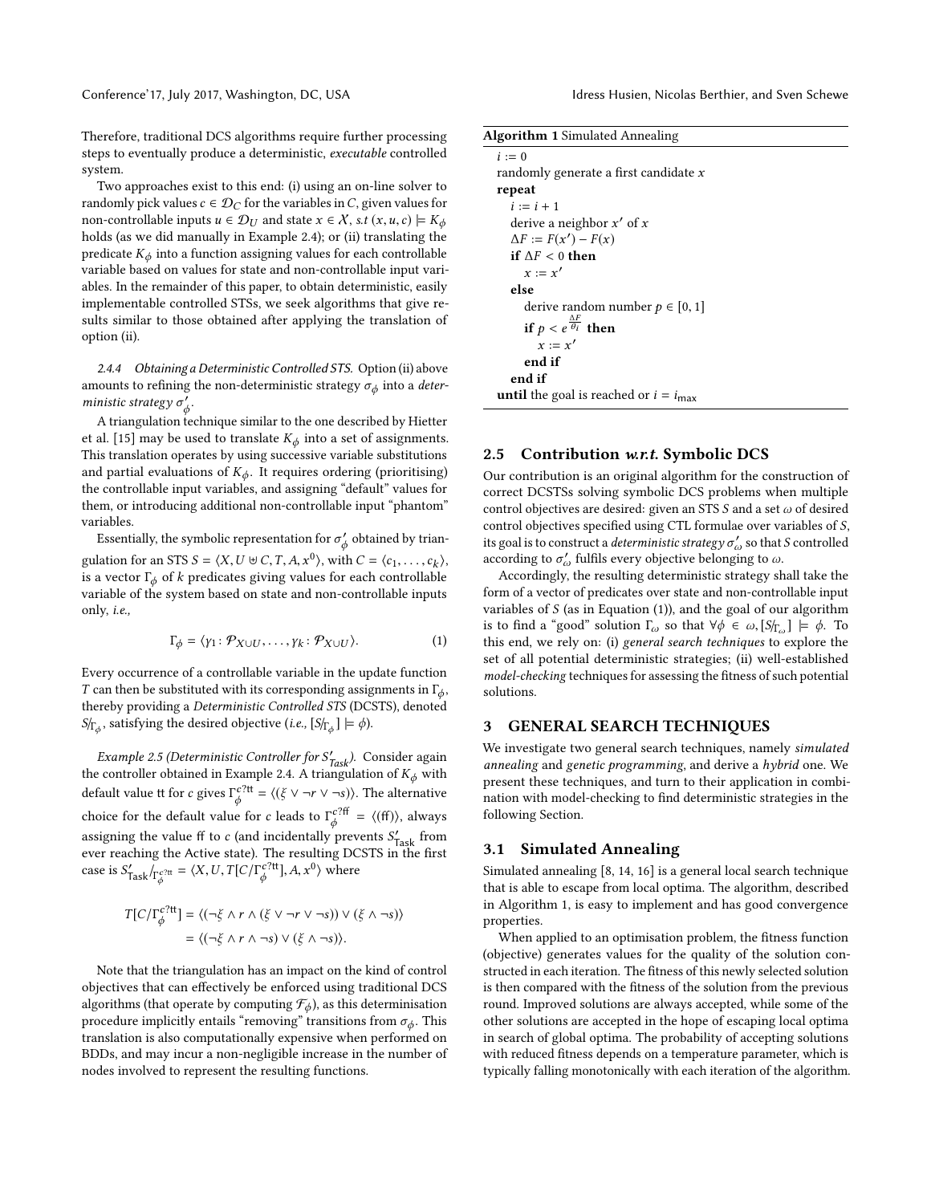Therefore, traditional DCS algorithms require further processing steps to eventually produce a deterministic, *executable* controlled system.

Two approaches exist to this end: (i) using an on-line solver to randomly pick values $c \in \mathcal{D}_C$ for the variables in $C$, given values for non-controllable inputs $u \in \mathcal{D}_U$ and state $x \in \mathcal{X}$, *s.t* $(x, u, c) \models K_\phi$ holds (as we did manually in Example 2.4); or (ii) translating the predicate $K_\phi$ into a function assigning values for each controllable variable based on values for state and non-controllable input variables. In the remainder of this paper, to obtain deterministic, easily implementable controlled STSs, we seek algorithms that give results similar to those obtained after applying the translation of option (ii).

#### 2.4.4 Obtaining a Deterministic Controlled STS.

Option (ii) above amounts to refining the non-deterministic strategy $\sigma_\phi$ into a *deterministic strategy* $\sigma'_\phi$.

A triangulation technique similar to the one described by Hietter et al. [15] may be used to translate $K_\phi$ into a set of assignments. This translation operates by using successive variable substitutions and partial evaluations of $K_\phi$. It requires ordering (prioritising) the controllable input variables, and assigning "default" values for them, or introducing additional non-controllable input "phantom" variables.

Essentially, the symbolic representation for $\sigma'_\phi$ obtained by triangulation for an STS $S = \langle X, U \uplus C, T, A, x^0 \rangle$, with $C = \langle c_1, \ldots, c_k \rangle$, is a vector $\Gamma_\phi$ of $k$ predicates giving values for each controllable variable of the system based on state and non-controllable inputs only, *i.e.,*

$$\Gamma_\phi = \langle \gamma_1 : \mathcal{P}_{X \cup U}, \ldots, \gamma_k : \mathcal{P}_{X \cup U} \rangle. \tag{1}$$

Every occurrence of a controllable variable in the update function $T$ can then be substituted with its corresponding assignments in $\Gamma_\phi$, thereby providing a *Deterministic Controlled STS* (DCSTS), denoted $S/_{\Gamma_\phi}$, satisfying the desired objective (*i.e.,* $[S/_{\Gamma_\phi}] \models \phi$).

*Example 2.5 (Deterministic Controller for $S'_{Task}$).* Consider again the controller obtained in Example 2.4. A triangulation of $K_\phi$ with default value tt for $c$ gives $\Gamma_\phi^{c?\text{tt}} = \langle (\xi \vee \neg r \vee \neg s) \rangle$. The alternative choice for the default value for $c$ leads to $\Gamma_\phi^{c?\text{ff}} = \langle (\text{ff}) \rangle$, always assigning the value ff to $c$ (and incidentally prevents $S'_{\text{Task}}$ from ever reaching the Active state). The resulting DCSTS in the first case is $S'_{\text{Task}}/_{\Gamma_\phi^{c?\text{tt}}} = \langle X, U, T[C/\Gamma_\phi^{c?\text{tt}}], A, x^0 \rangle$ where

$$\begin{aligned} T[C/\Gamma_\phi^{c?\text{tt}}] &= \langle (\neg\xi \wedge r \wedge (\xi \vee \neg r \vee \neg s)) \vee (\xi \wedge \neg s) \rangle \\ &= \langle (\neg\xi \wedge r \wedge \neg s) \vee (\xi \wedge \neg s) \rangle. \end{aligned}$$

Note that the triangulation has an impact on the kind of control objectives that can effectively be enforced using traditional DCS algorithms (that operate by computing $\mathcal{F}_\phi$), as this determinisation procedure implicitly entails "removing" transitions from $\sigma_\phi$. This translation is also computationally expensive when performed on BDDs, and may incur a non-negligible increase in the number of nodes involved to represent the resulting functions.

**Algorithm 1** Simulated Annealing

```
i := 0
randomly generate a first candidate x
repeat
    i := i + 1
    derive a neighbor x' of x
    ΔF := F(x') − F(x)
    if ΔF < 0 then
        x := x'
    else
        derive random number p ∈ [0, 1]
        if p < e^(ΔF/θ_i) then
            x := x'
        end if
    end if
until the goal is reached or i = i_max
```

## 2.5 Contribution *w.r.t.* Symbolic DCS

Our contribution is an original algorithm for the construction of correct DCSTSs solving symbolic DCS problems when multiple control objectives are desired: given an STS $S$ and a set $\omega$ of desired control objectives specified using CTL formulae over variables of $S$, its goal is to construct a *deterministic strategy* $\sigma'_\omega$ so that $S$ controlled according to $\sigma'_\omega$ fulfils every objective belonging to $\omega$.

Accordingly, the resulting deterministic strategy shall take the form of a vector of predicates over state and non-controllable input variables of $S$ (as in Equation (1)), and the goal of our algorithm is to find a "good" solution $\Gamma_\omega$ so that $\forall \phi \in \omega, [S/_{\Gamma_\omega}] \models \phi$. To this end, we rely on: (i) *general search techniques* to explore the set of all potential deterministic strategies; (ii) well-established *model-checking* techniques for assessing the fitness of such potential solutions.

# 3 GENERAL SEARCH TECHNIQUES

We investigate two general search techniques, namely *simulated annealing* and *genetic programming*, and derive a *hybrid* one. We present these techniques, and turn to their application in combination with model-checking to find deterministic strategies in the following Section.

## 3.1 Simulated Annealing

Simulated annealing [8, 14, 16] is a general local search technique that is able to escape from local optima. The algorithm, described in Algorithm 1, is easy to implement and has good convergence properties.

When applied to an optimisation problem, the fitness function (objective) generates values for the quality of the solution constructed in each iteration. The fitness of this newly selected solution is then compared with the fitness of the solution from the previous round. Improved solutions are always accepted, while some of the other solutions are accepted in the hope of escaping local optima in search of global optima. The probability of accepting solutions with reduced fitness depends on a temperature parameter, which is typically falling monotonically with each iteration of the algorithm.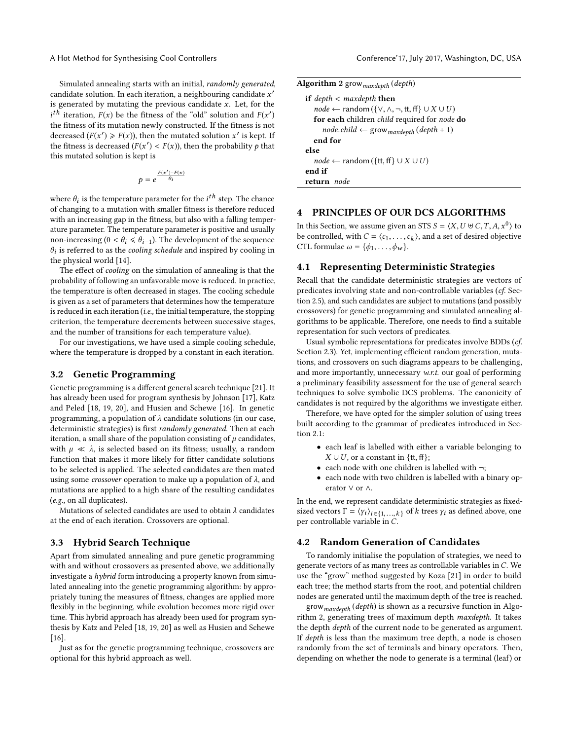Simulated annealing starts with an initial, *randomly generated*, candidate solution. In each iteration, a neighbouring candidate $x'$ is generated by mutating the previous candidate $x$. Let, for the $i^{th}$ iteration, $F(x)$ be the fitness of the "old" solution and $F(x')$ the fitness of its mutation newly constructed. If the fitness is not decreased ($F(x') \geqslant F(x)$), then the mutated solution $x'$ is kept. If the fitness is decreased ($F(x') < F(x)$), then the probability $p$ that this mutated solution is kept is

$$p = e^{\frac{F(x')-F(x)}{\theta_i}}$$

where $\theta_i$ is the temperature parameter for the $i^{th}$ step. The chance of changing to a mutation with smaller fitness is therefore reduced with an increasing gap in the fitness, but also with a falling temperature parameter. The temperature parameter is positive and usually non-increasing ($0 < \theta_i \leqslant \theta_{i-1}$). The development of the sequence $\theta_i$ is referred to as the *cooling schedule* and inspired by cooling in the physical world [14].

The effect of *cooling* on the simulation of annealing is that the probability of following an unfavorable move is reduced. In practice, the temperature is often decreased in stages. The cooling schedule is given as a set of parameters that determines how the temperature is reduced in each iteration (*i.e.,* the initial temperature, the stopping criterion, the temperature decrements between successive stages, and the number of transitions for each temperature value).

For our investigations, we have used a simple cooling schedule, where the temperature is dropped by a constant in each iteration.

### 3.2 Genetic Programming

Genetic programming is a different general search technique [21]. It has already been used for program synthesis by Johnson [17], Katz and Peled [18, 19, 20], and Husien and Schewe [16]. In genetic programming, a population of $\lambda$ candidate solutions (in our case, deterministic strategies) is first *randomly generated*. Then at each iteration, a small share of the population consisting of $\mu$ candidates, with $\mu \ll \lambda$, is selected based on its fitness; usually, a random function that makes it more likely for fitter candidate solutions to be selected is applied. The selected candidates are then mated using some *crossover* operation to make up a population of $\lambda$, and mutations are applied to a high share of the resulting candidates (*e.g.,* on all duplicates).

Mutations of selected candidates are used to obtain $\lambda$ candidates at the end of each iteration. Crossovers are optional.

### 3.3 Hybrid Search Technique

Apart from simulated annealing and pure genetic programming with and without crossovers as presented above, we additionally investigate a *hybrid* form introducing a property known from simulated annealing into the genetic programming algorithm: by appropriately tuning the measures of fitness, changes are applied more flexibly in the beginning, while evolution becomes more rigid over time. This hybrid approach has already been used for program synthesis by Katz and Peled [18, 19, 20] as well as Husien and Schewe [16].

Just as for the genetic programming technique, crossovers are optional for this hybrid approach as well.

**Algorithm 2** $\text{grow}_{maxdepth}(depth)$

```
if depth < maxdepth then
    node ← random({∨, ∧, ¬, tt, ff} ∪ X ∪ U)
    for each children child required for node do
        node.child ← grow_maxdepth(depth + 1)
    end for
else
    node ← random({tt, ff} ∪ X ∪ U)
end if
return node
```

## 4 PRINCIPLES OF OUR DCS ALGORITHMS

In this Section, we assume given an STS $S = \langle X, U \uplus C, T, A, x^0 \rangle$ to be controlled, with $C = \langle c_1, \ldots, c_k \rangle$, and a set of desired objective CTL formulae $\omega = \{\phi_1, \ldots, \phi_w\}$.

### 4.1 Representing Deterministic Strategies

Recall that the candidate deterministic strategies are vectors of predicates involving state and non-controllable variables (*cf.* Section 2.5), and such candidates are subject to mutations (and possibly crossovers) for genetic programming and simulated annealing algorithms to be applicable. Therefore, one needs to find a suitable representation for such vectors of predicates.

Usual symbolic representations for predicates involve BDDs (*cf.* Section 2.3). Yet, implementing efficient random generation, mutations, and crossovers on such diagrams appears to be challenging, and more importantly, unnecessary *w.r.t.* our goal of performing a preliminary feasibility assessment for the use of general search techniques to solve symbolic DCS problems. The canonicity of candidates is not required by the algorithms we investigate either.

Therefore, we have opted for the simpler solution of using trees built according to the grammar of predicates introduced in Section 2.1:

- each leaf is labelled with either a variable belonging to $X \cup U$, or a constant in $\{\text{tt}, \text{ff}\}$;
- each node with one children is labelled with $\neg$;
- each node with two children is labelled with a binary operator $\vee$ or $\wedge$.

In the end, we represent candidate deterministic strategies as fixed-sized vectors $\Gamma = \langle \gamma_i \rangle_{i \in \{1,\ldots,k\}}$ of $k$ trees $\gamma_i$ as defined above, one per controllable variable in $C$.

### 4.2 Random Generation of Candidates

To randomly initialise the population of strategies, we need to generate vectors of as many trees as controllable variables in $C$. We use the "grow" method suggested by Koza [21] in order to build each tree; the method starts from the root, and potential children nodes are generated until the maximum depth of the tree is reached.

$\text{grow}_{maxdepth}(depth)$ is shown as a recursive function in Algorithm 2, generating trees of maximum depth *maxdepth*. It takes the depth *depth* of the current node to be generated as argument. If *depth* is less than the maximum tree depth, a node is chosen randomly from the set of terminals and binary operators. Then, depending on whether the node to generate is a terminal (leaf) or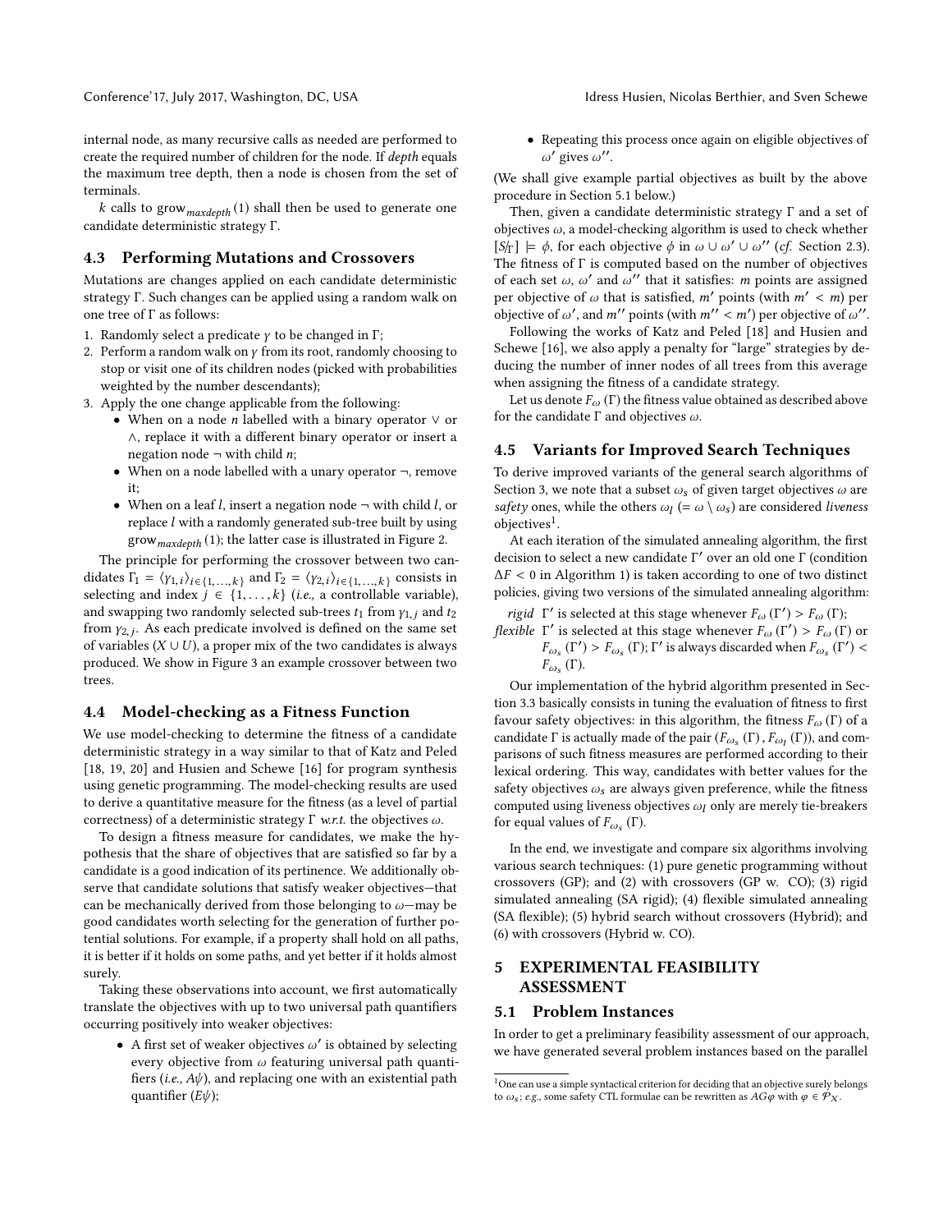internal node, as many recursive calls as needed are performed to create the required number of children for the node. If *depth* equals the maximum tree depth, then a node is chosen from the set of terminals.

$k$ calls to $\text{grow}_{maxdepth}(1)$ shall then be used to generate one candidate deterministic strategy $\Gamma$.

### 4.3 Performing Mutations and Crossovers

Mutations are changes applied on each candidate deterministic strategy $\Gamma$. Such changes can be applied using a random walk on one tree of $\Gamma$ as follows:

1. Randomly select a predicate $\gamma$ to be changed in $\Gamma$;
2. Perform a random walk on $\gamma$ from its root, randomly choosing to stop or visit one of its children nodes (picked with probabilities weighted by the number descendants);
3. Apply the one change applicable from the following:
   - When on a node $n$ labelled with a binary operator $\vee$ or $\wedge$, replace it with a different binary operator or insert a negation node $\neg$ with child $n$;
   - When on a node labelled with a unary operator $\neg$, remove it;
   - When on a leaf $l$, insert a negation node $\neg$ with child $l$, or replace $l$ with a randomly generated sub-tree built by using $\text{grow}_{maxdepth}(1)$; the latter case is illustrated in Figure 2.

The principle for performing the crossover between two candidates $\Gamma_1 = \langle \gamma_{1,i} \rangle_{i \in \{1,\dots,k\}}$ and $\Gamma_2 = \langle \gamma_{2,i} \rangle_{i \in \{1,\dots,k\}}$ consists in selecting and index $j \in \{1, \dots, k\}$ (*i.e.,* a controllable variable), and swapping two randomly selected sub-trees $t_1$ from $\gamma_{1,j}$ and $t_2$ from $\gamma_{2,j}$. As each predicate involved is defined on the same set of variables $(X \cup U)$, a proper mix of the two candidates is always produced. We show in Figure 3 an example crossover between two trees.

### 4.4 Model-checking as a Fitness Function

We use model-checking to determine the fitness of a candidate deterministic strategy in a way similar to that of Katz and Peled [18, 19, 20] and Husien and Schewe [16] for program synthesis using genetic programming. The model-checking results are used to derive a quantitative measure for the fitness (as a level of partial correctness) of a deterministic strategy $\Gamma$ *w.r.t.* the objectives $\omega$.

To design a fitness measure for candidates, we make the hypothesis that the share of objectives that are satisfied so far by a candidate is a good indication of its pertinence. We additionally observe that candidate solutions that satisfy weaker objectives—that can be mechanically derived from those belonging to $\omega$—may be good candidates worth selecting for the generation of further potential solutions. For example, if a property shall hold on all paths, it is better if it holds on some paths, and yet better if it holds almost surely.

Taking these observations into account, we first automatically translate the objectives with up to two universal path quantifiers occurring positively into weaker objectives:

- A first set of weaker objectives $\omega'$ is obtained by selecting every objective from $\omega$ featuring universal path quantifiers (*i.e.,* $A\psi$), and replacing one with an existential path quantifier ($E\psi$);
- Repeating this process once again on eligible objectives of $\omega'$ gives $\omega''$.

(We shall give example partial objectives as built by the above procedure in Section 5.1 below.)

Then, given a candidate deterministic strategy $\Gamma$ and a set of objectives $\omega$, a model-checking algorithm is used to check whether $[S/_\Gamma] \models \phi$, for each objective $\phi$ in $\omega \cup \omega' \cup \omega''$ (*cf.* Section 2.3). The fitness of $\Gamma$ is computed based on the number of objectives of each set $\omega$, $\omega'$ and $\omega''$ that it satisfies: $m$ points are assigned per objective of $\omega$ that is satisfied, $m'$ points (with $m' < m$) per objective of $\omega'$, and $m''$ points (with $m'' < m'$) per objective of $\omega''$.

Following the works of Katz and Peled [18] and Husien and Schewe [16], we also apply a penalty for "large" strategies by deducing the number of inner nodes of all trees from this average when assigning the fitness of a candidate strategy.

Let us denote $F_\omega(\Gamma)$ the fitness value obtained as described above for the candidate $\Gamma$ and objectives $\omega$.

### 4.5 Variants for Improved Search Techniques

To derive improved variants of the general search algorithms of Section 3, we note that a subset $\omega_s$ of given target objectives $\omega$ are *safety* ones, while the others $\omega_l$ ($= \omega \setminus \omega_s$) are considered *liveness* objectives[1].

At each iteration of the simulated annealing algorithm, the first decision to select a new candidate $\Gamma'$ over an old one $\Gamma$ (condition $\Delta F < 0$ in Algorithm 1) is taken according to one of two distinct policies, giving two versions of the simulated annealing algorithm:

*rigid* $\Gamma'$ is selected at this stage whenever $F_\omega(\Gamma') > F_\omega(\Gamma)$;

*flexible* $\Gamma'$ is selected at this stage whenever $F_\omega(\Gamma') > F_\omega(\Gamma)$ or $F_{\omega_s}(\Gamma') > F_{\omega_s}(\Gamma)$; $\Gamma'$ is always discarded when $F_{\omega_s}(\Gamma') < F_{\omega_s}(\Gamma)$.

Our implementation of the hybrid algorithm presented in Section 3.3 basically consists in tuning the evaluation of fitness to first favour safety objectives: in this algorithm, the fitness $F_\omega(\Gamma)$ of a candidate $\Gamma$ is actually made of the pair $(F_{\omega_s}(\Gamma), F_{\omega_l}(\Gamma))$, and comparisons of such fitness measures are performed according to their lexical ordering. This way, candidates with better values for the safety objectives $\omega_s$ are always given preference, while the fitness computed using liveness objectives $\omega_l$ only are merely tie-breakers for equal values of $F_{\omega_s}(\Gamma)$.

In the end, we investigate and compare six algorithms involving various search techniques: (1) pure genetic programming without crossovers (GP); and (2) with crossovers (GP w. CO); (3) rigid simulated annealing (SA rigid); (4) flexible simulated annealing (SA flexible); (5) hybrid search without crossovers (Hybrid); and (6) with crossovers (Hybrid w. CO).

## 5 EXPERIMENTAL FEASIBILITY ASSESSMENT

### 5.1 Problem Instances

In order to get a preliminary feasibility assessment of our approach, we have generated several problem instances based on the parallel

[1] One can use a simple syntactical criterion for deciding that an objective surely belongs to $\omega_s$; *e.g.,* some safety CTL formulae can be rewritten as $AG\varphi$ with $\varphi \in \mathcal{P}_X$.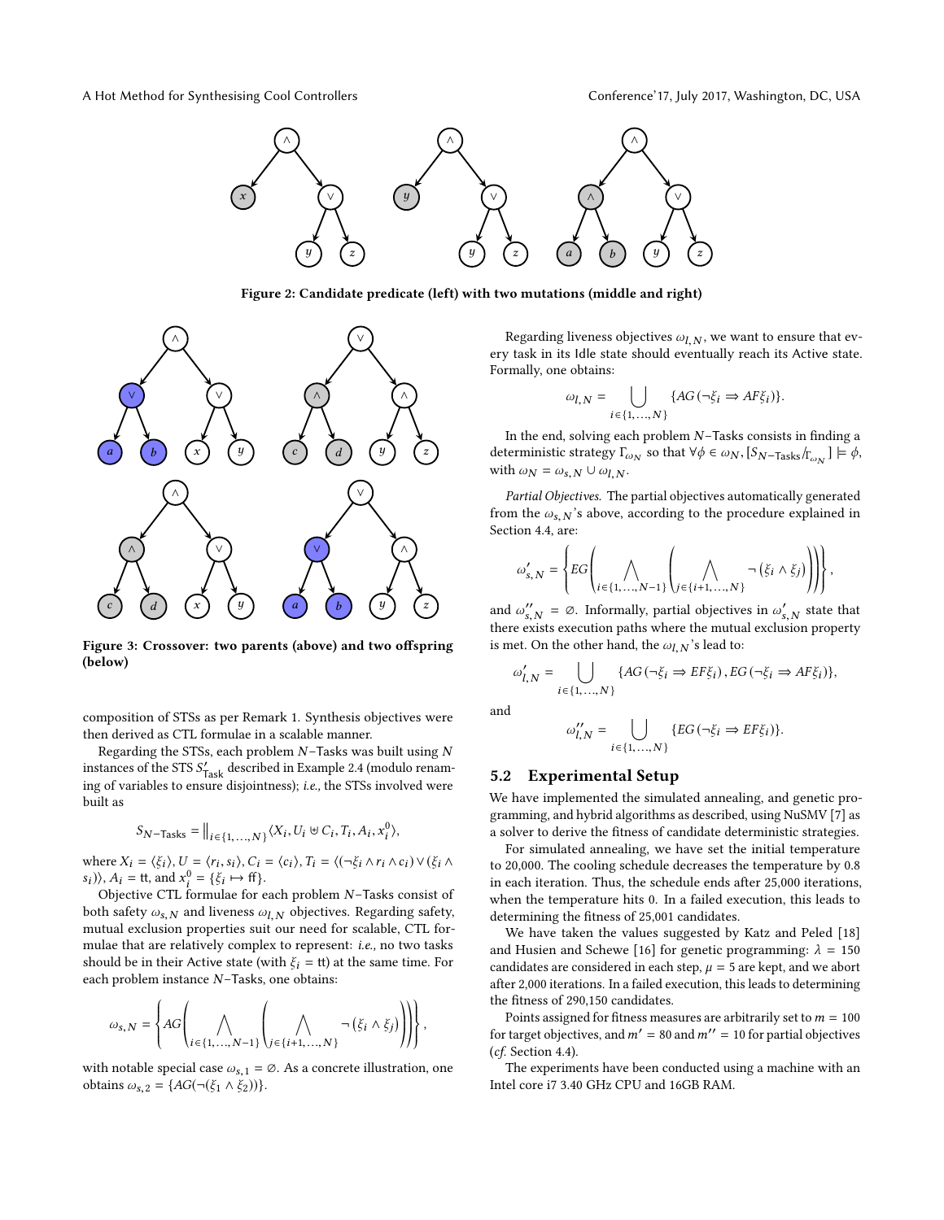Figure 2: Candidate predicate (left) with two mutations (middle and right)

Figure 3: Crossover: two parents (above) and two offspring (below)

composition of STSs as per Remark 1. Synthesis objectives were then derived as CTL formulae in a scalable manner.

Regarding the STSs, each problem $N$−Tasks was built using $N$ instances of the STS $S'_{\mathsf{Task}}$ described in Example 2.4 (modulo renaming of variables to ensure disjointness); *i.e.,* the STSs involved were built as

$$S_{N-\mathsf{Tasks}} = \|_{i\in\{1,\ldots,N\}} \langle X_i, U_i \uplus C_i, T_i, A_i, x_i^0 \rangle,$$

where $X_i = \langle \xi_i \rangle$, $U = \langle r_i, s_i \rangle$, $C_i = \langle c_i \rangle$, $T_i = \langle (\neg\xi_i \wedge r_i \wedge c_i) \vee (\xi_i \wedge s_i) \rangle$, $A_i = \mathsf{tt}$, and $x_i^0 = \{\xi_i \mapsto \mathsf{ff}\}$.

Objective CTL formulae for each problem $N$−Tasks consist of both safety $\omega_{s,N}$ and liveness $\omega_{l,N}$ objectives. Regarding safety, mutual exclusion properties suit our need for scalable, CTL formulae that are relatively complex to represent: *i.e.,* no two tasks should be in their Active state (with $\xi_i = \mathsf{tt}$) at the same time. For each problem instance $N$−Tasks, one obtains:

$$\omega_{s,N} = \left\{ AG\left( \bigwedge_{i\in\{1,\ldots,N-1\}} \left( \bigwedge_{j\in\{i+1,\ldots,N\}} \neg\left(\xi_i \wedge \xi_j\right) \right)\right)\right\},$$

with notable special case $\omega_{s,1} = \emptyset$. As a concrete illustration, one obtains $\omega_{s,2} = \{AG(\neg(\xi_1 \wedge \xi_2))\}$.

Regarding liveness objectives $\omega_{l,N}$, we want to ensure that every task in its Idle state should eventually reach its Active state. Formally, one obtains:

$$\omega_{l,N} = \bigcup_{i\in\{1,\ldots,N\}} \{AG\left(\neg\xi_i \Rightarrow AF\xi_i\right)\}.$$

In the end, solving each problem $N$−Tasks consists in finding a deterministic strategy $\Gamma_{\omega_N}$ so that $\forall\phi \in \omega_N, [S_{N-\mathsf{Tasks}}/_{\Gamma_{\omega_N}}] \models \phi$, with $\omega_N = \omega_{s,N} \cup \omega_{l,N}$.

*Partial Objectives.* The partial objectives automatically generated from the $\omega_{s,N}$'s above, according to the procedure explained in Section 4.4, are:

$$\omega'_{s,N} = \left\{ EG\left( \bigwedge_{i\in\{1,\ldots,N-1\}} \left( \bigwedge_{j\in\{i+1,\ldots,N\}} \neg\left(\xi_i \wedge \xi_j\right) \right)\right)\right\},$$

and $\omega''_{s,N} = \emptyset$. Informally, partial objectives in $\omega'_{s,N}$ state that there exists execution paths where the mutual exclusion property is met. On the other hand, the $\omega_{l,N}$'s lead to:

$$\omega'_{l,N} = \bigcup_{i\in\{1,\ldots,N\}} \{AG\left(\neg\xi_i \Rightarrow EF\xi_i\right), EG\left(\neg\xi_i \Rightarrow AF\xi_i\right)\},$$

and

$$\omega''_{l,N} = \bigcup_{i\in\{1,\ldots,N\}} \{EG\left(\neg\xi_i \Rightarrow EF\xi_i\right)\}.$$

## 5.2 Experimental Setup

We have implemented the simulated annealing, and genetic programming, and hybrid algorithms as described, using NuSMV [7] as a solver to derive the fitness of candidate deterministic strategies.

For simulated annealing, we have set the initial temperature to 20,000. The cooling schedule decreases the temperature by 0.8 in each iteration. Thus, the schedule ends after 25,000 iterations, when the temperature hits 0. In a failed execution, this leads to determining the fitness of 25,001 candidates.

We have taken the values suggested by Katz and Peled [18] and Husien and Schewe [16] for genetic programming: $\lambda = 150$ candidates are considered in each step, $\mu = 5$ are kept, and we abort after 2,000 iterations. In a failed execution, this leads to determining the fitness of 290,150 candidates.

Points assigned for fitness measures are arbitrarily set to $m = 100$ for target objectives, and $m' = 80$ and $m'' = 10$ for partial objectives (*cf.* Section 4.4).

The experiments have been conducted using a machine with an Intel core i7 3.40 GHz CPU and 16GB RAM.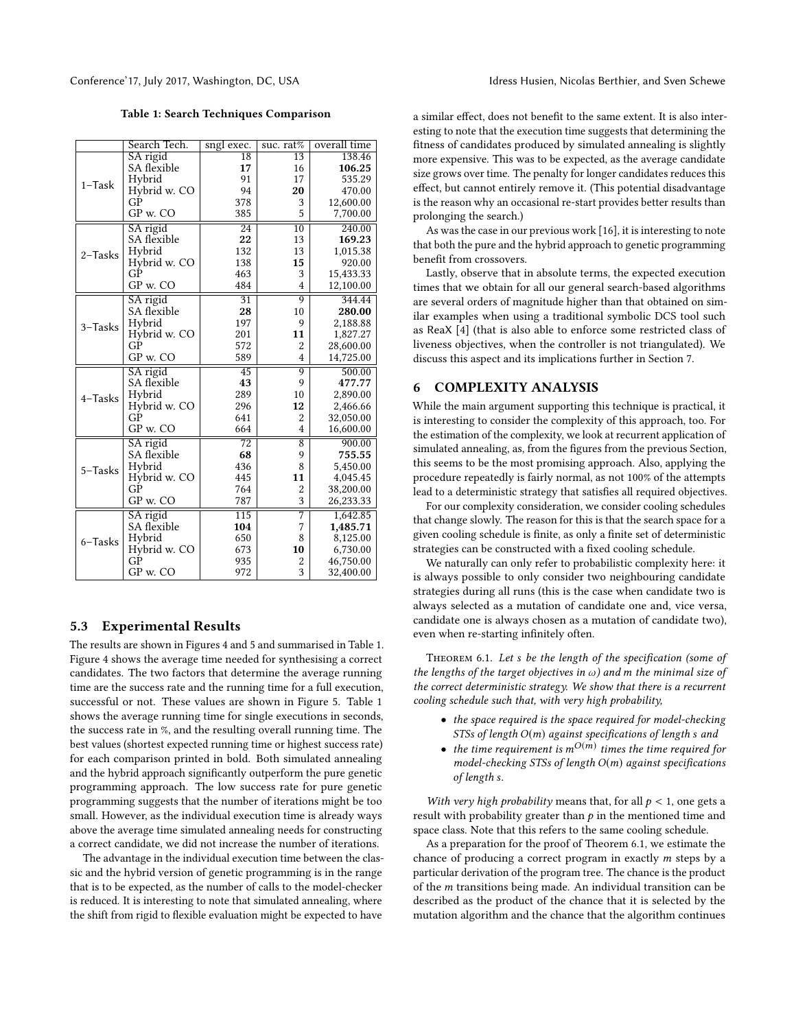**Table 1: Search Techniques Comparison**

| | Search Tech. | sngl exec. | suc. rat% | overall time |
|---|---|---|---|---|
| 1–Task | SA rigid | 18 | 13 | 138.46 |
| | SA flexible | **17** | 16 | **106.25** |
| | Hybrid | 91 | 17 | 535.29 |
| | Hybrid w. CO | 94 | **20** | 470.00 |
| | GP | 378 | 3 | 12,600.00 |
| | GP w. CO | 385 | 5 | 7,700.00 |
| 2–Tasks | SA rigid | 24 | 10 | 240.00 |
| | SA flexible | **22** | 13 | **169.23** |
| | Hybrid | 132 | 13 | 1,015.38 |
| | Hybrid w. CO | 138 | **15** | 920.00 |
| | GP | 463 | 3 | 15,433.33 |
| | GP w. CO | 484 | 4 | 12,100.00 |
| 3–Tasks | SA rigid | 31 | 9 | 344.44 |
| | SA flexible | **28** | 10 | **280.00** |
| | Hybrid | 197 | 9 | 2,188.88 |
| | Hybrid w. CO | 201 | **11** | 1,827.27 |
| | GP | 572 | 2 | 28,600.00 |
| | GP w. CO | 589 | 4 | 14,725.00 |
| 4–Tasks | SA rigid | 45 | 9 | 500.00 |
| | SA flexible | **43** | 9 | **477.77** |
| | Hybrid | 289 | 10 | 2,890.00 |
| | Hybrid w. CO | 296 | **12** | 2,466.66 |
| | GP | 641 | 2 | 32,050.00 |
| | GP w. CO | 664 | 4 | 16,600.00 |
| 5–Tasks | SA rigid | 72 | 8 | 900.00 |
| | SA flexible | **68** | 9 | **755.55** |
| | Hybrid | 436 | 8 | 5,450.00 |
| | Hybrid w. CO | 445 | **11** | 4,045.45 |
| | GP | 764 | 2 | 38,200.00 |
| | GP w. CO | 787 | 3 | 26,233.33 |
| 6–Tasks | SA rigid | 115 | 7 | 1,642.85 |
| | SA flexible | **104** | 7 | **1,485.71** |
| | Hybrid | 650 | 8 | 8,125.00 |
| | Hybrid w. CO | 673 | **10** | 6,730.00 |
| | GP | 935 | 2 | 46,750.00 |
| | GP w. CO | 972 | 3 | 32,400.00 |

### 5.3 Experimental Results

The results are shown in Figures 4 and 5 and summarised in Table 1. Figure 4 shows the average time needed for synthesising a correct candidates. The two factors that determine the average running time are the success rate and the running time for a full execution, successful or not. These values are shown in Figure 5. Table 1 shows the average running time for single executions in seconds, the success rate in %, and the resulting overall running time. The best values (shortest expected running time or highest success rate) for each comparison printed in bold. Both simulated annealing and the hybrid approach significantly outperform the pure genetic programming approach. The low success rate for pure genetic programming suggests that the number of iterations might be too small. However, as the individual execution time is already ways above the average time simulated annealing needs for constructing a correct candidate, we did not increase the number of iterations.

The advantage in the individual execution time between the classic and the hybrid version of genetic programming is in the range that is to be expected, as the number of calls to the model-checker is reduced. It is interesting to note that simulated annealing, where the shift from rigid to flexible evaluation might be expected to have a similar effect, does not benefit to the same extent. It is also interesting to note that the execution time suggests that determining the fitness of candidates produced by simulated annealing is slightly more expensive. This was to be expected, as the average candidate size grows over time. The penalty for longer candidates reduces this effect, but cannot entirely remove it. (This potential disadvantage is the reason why an occasional re-start provides better results than prolonging the search.)

As was the case in our previous work [16], it is interesting to note that both the pure and the hybrid approach to genetic programming benefit from crossovers.

Lastly, observe that in absolute terms, the expected execution times that we obtain for all our general search-based algorithms are several orders of magnitude higher than that obtained on similar examples when using a traditional symbolic DCS tool such as ReaX [4] (that is also able to enforce some restricted class of liveness objectives, when the controller is not triangulated). We discuss this aspect and its implications further in Section 7.

## 6 COMPLEXITY ANALYSIS

While the main argument supporting this technique is practical, it is interesting to consider the complexity of this approach, too. For the estimation of the complexity, we look at recurrent application of simulated annealing, as, from the figures from the previous Section, this seems to be the most promising approach. Also, applying the procedure repeatedly is fairly normal, as not 100% of the attempts lead to a deterministic strategy that satisfies all required objectives.

For our complexity consideration, we consider cooling schedules that change slowly. The reason for this is that the search space for a given cooling schedule is finite, as only a finite set of deterministic strategies can be constructed with a fixed cooling schedule.

We naturally can only refer to probabilistic complexity here: it is always possible to only consider two neighbouring candidate strategies during all runs (this is the case when candidate two is always selected as a mutation of candidate one and, vice versa, candidate one is always chosen as a mutation of candidate two), even when re-starting infinitely often.

Theorem 6.1. *Let $s$ be the length of the specification (some of the lengths of the target objectives in $\omega$) and $m$ the minimal size of the correct deterministic strategy. We show that there is a recurrent cooling schedule such that, with very high probability,*

- *the space required is the space required for model-checking STSs of length $O(m)$ against specifications of length $s$ and*
- *the time requirement is $m^{O(m)}$ times the time required for model-checking STSs of length $O(m)$ against specifications of length $s$.*

*With very high probability* means that, for all $p < 1$, one gets a result with probability greater than $p$ in the mentioned time and space class. Note that this refers to the same cooling schedule.

As a preparation for the proof of Theorem 6.1, we estimate the chance of producing a correct program in exactly $m$ steps by a particular derivation of the program tree. The chance is the product of the $m$ transitions being made. An individual transition can be described as the product of the chance that it is selected by the mutation algorithm and the chance that the algorithm continues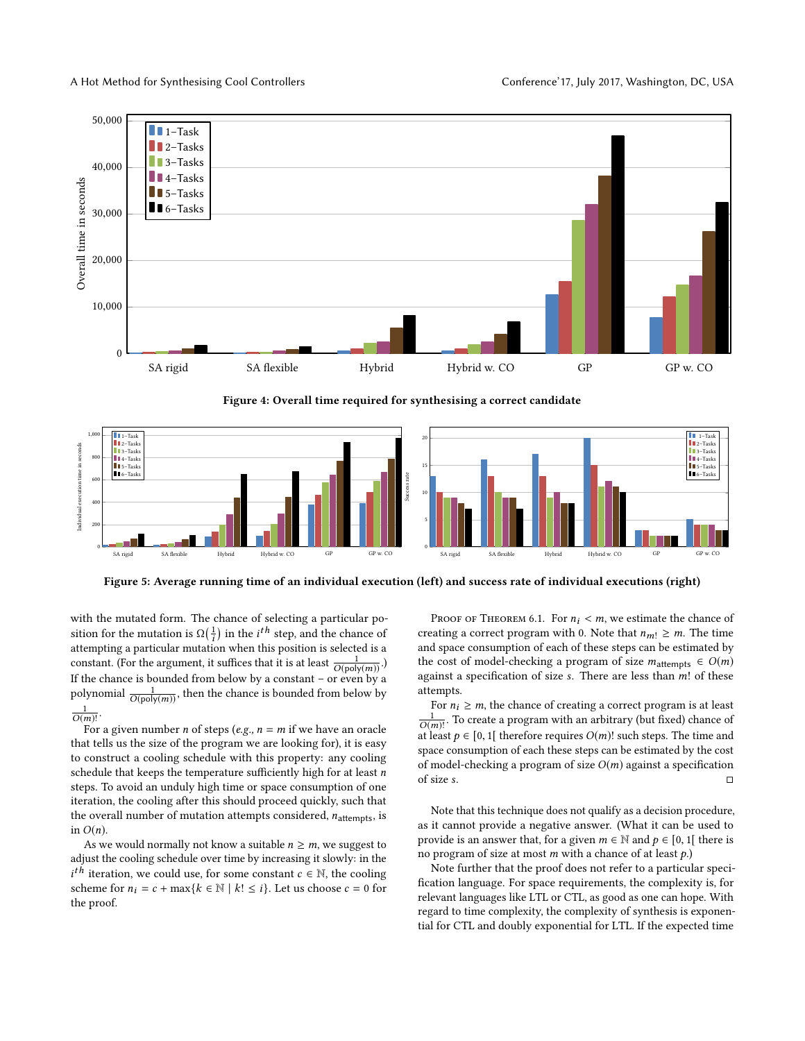Figure 4: Overall time required for synthesising a correct candidate

Figure 5: Average running time of an individual execution (left) and success rate of individual executions (right)

with the mutated form. The chance of selecting a particular position for the mutation is $\Omega\left(\frac{1}{i}\right)$ in the $i^{th}$ step, and the chance of attempting a particular mutation when this position is selected is a constant. (For the argument, it suffices that it is at least $\frac{1}{O(\mathrm{poly}(m))}$.) If the chance is bounded from below by a constant – or even by a polynomial $\frac{1}{O(\mathrm{poly}(m))}$, then the chance is bounded from below by $\frac{1}{O(m)!}$.

For a given number $n$ of steps (*e.g.*, $n = m$ if we have an oracle that tells us the size of the program we are looking for), it is easy to construct a cooling schedule with this property: any cooling schedule that keeps the temperature sufficiently high for at least $n$ steps. To avoid an unduly high time or space consumption of one iteration, the cooling after this should proceed quickly, such that the overall number of mutation attempts considered, $n_{\text{attempts}}$, is in $O(n)$.

As we would normally not know a suitable $n \geq m$, we suggest to adjust the cooling schedule over time by increasing it slowly: in the $i^{th}$ iteration, we could use, for some constant $c \in \mathbb{N}$, the cooling scheme for $n_i = c + \max\{k \in \mathbb{N} \mid k! \leq i\}$. Let us choose $c = 0$ for the proof.

Proof of Theorem 6.1. For $n_i < m$, we estimate the chance of creating a correct program with 0. Note that $n_{m!} \geq m$. The time and space consumption of each of these steps can be estimated by the cost of model-checking a program of size $m_{\text{attempts}} \in O(m)$ against a specification of size $s$. There are less than $m!$ of these attempts.

For $n_i \geq m$, the chance of creating a correct program is at least $\frac{1}{O(m)!}$. To create a program with an arbitrary (but fixed) chance of at least $p \in [0, 1[$ therefore requires $O(m)!$ such steps. The time and space consumption of each these steps can be estimated by the cost of model-checking a program of size $O(m)$ against a specification of size $s$. □

Note that this technique does not qualify as a decision procedure, as it cannot provide a negative answer. (What it can be used to provide is an answer that, for a given $m \in \mathbb{N}$ and $p \in [0, 1[$ there is no program of size at most $m$ with a chance of at least $p$.)

Note further that the proof does not refer to a particular specification language. For space requirements, the complexity is, for relevant languages like LTL or CTL, as good as one can hope. With regard to time complexity, the complexity of synthesis is exponential for CTL and doubly exponential for LTL. If the expected time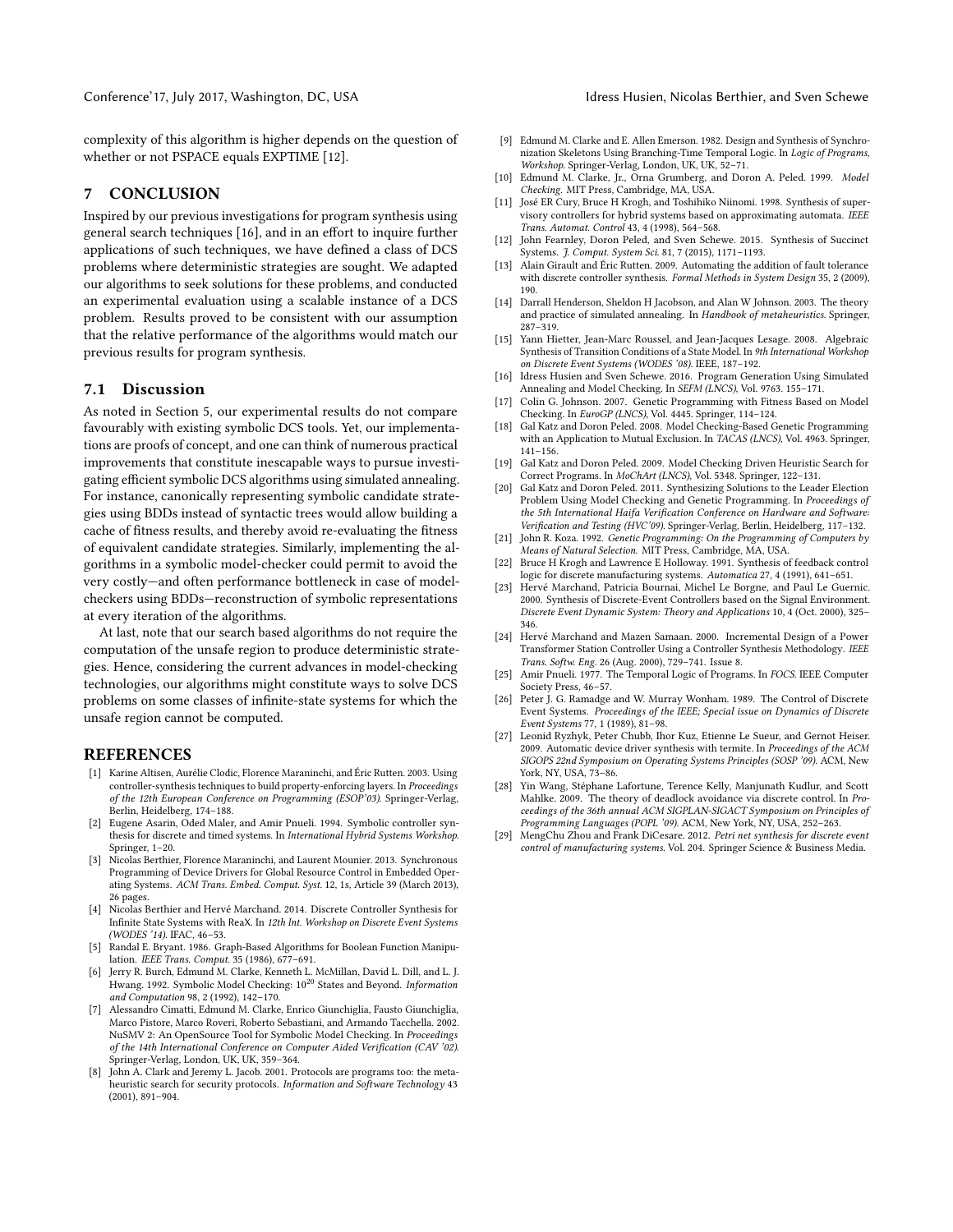complexity of this algorithm is higher depends on the question of whether or not PSPACE equals EXPTIME [12].

# 7 CONCLUSION

Inspired by our previous investigations for program synthesis using general search techniques [16], and in an effort to inquire further applications of such techniques, we have defined a class of DCS problems where deterministic strategies are sought. We adapted our algorithms to seek solutions for these problems, and conducted an experimental evaluation using a scalable instance of a DCS problem. Results proved to be consistent with our assumption that the relative performance of the algorithms would match our previous results for program synthesis.

## 7.1 Discussion

As noted in Section 5, our experimental results do not compare favourably with existing symbolic DCS tools. Yet, our implementations are proofs of concept, and one can think of numerous practical improvements that constitute inescapable ways to pursue investigating efficient symbolic DCS algorithms using simulated annealing. For instance, canonically representing symbolic candidate strategies using BDDs instead of syntactic trees would allow building a cache of fitness results, and thereby avoid re-evaluating the fitness of equivalent candidate strategies. Similarly, implementing the algorithms in a symbolic model-checker could permit to avoid the very costly—and often performance bottleneck in case of model-checkers using BDDs—reconstruction of symbolic representations at every iteration of the algorithms.

At last, note that our search based algorithms do not require the computation of the unsafe region to produce deterministic strategies. Hence, considering the current advances in model-checking technologies, our algorithms might constitute ways to solve DCS problems on some classes of infinite-state systems for which the unsafe region cannot be computed.

# REFERENCES

[1] Karine Altisen, Aurélie Clodic, Florence Maraninchi, and Éric Rutten. 2003. Using controller-synthesis techniques to build property-enforcing layers. In *Proceedings of the 12th European Conference on Programming (ESOP'03)*. Springer-Verlag, Berlin, Heidelberg, 174–188.

[2] Eugene Asarin, Oded Maler, and Amir Pnueli. 1994. Symbolic controller synthesis for discrete and timed systems. In *International Hybrid Systems Workshop*. Springer, 1–20.

[3] Nicolas Berthier, Florence Maraninchi, and Laurent Mounier. 2013. Synchronous Programming of Device Drivers for Global Resource Control in Embedded Operating Systems. *ACM Trans. Embed. Comput. Syst.* 12, 1s, Article 39 (March 2013), 26 pages.

[4] Nicolas Berthier and Hervé Marchand. 2014. Discrete Controller Synthesis for Infinite State Systems with ReaX. In *12th Int. Workshop on Discrete Event Systems (WODES '14)*. IFAC, 46–53.

[5] Randal E. Bryant. 1986. Graph-Based Algorithms for Boolean Function Manipulation. *IEEE Trans. Comput.* 35 (1986), 677–691.

[6] Jerry R. Burch, Edmund M. Clarke, Kenneth L. McMillan, David L. Dill, and L. J. Hwang. 1992. Symbolic Model Checking: $10^{20}$ States and Beyond. *Information and Computation* 98, 2 (1992), 142–170.

[7] Alessandro Cimatti, Edmund M. Clarke, Enrico Giunchiglia, Fausto Giunchiglia, Marco Pistore, Marco Roveri, Roberto Sebastiani, and Armando Tacchella. 2002. NuSMV 2: An OpenSource Tool for Symbolic Model Checking. In *Proceedings of the 14th International Conference on Computer Aided Verification (CAV '02)*. Springer-Verlag, London, UK, UK, 359–364.

[8] John A. Clark and Jeremy L. Jacob. 2001. Protocols are programs too: the meta-heuristic search for security protocols. *Information and Software Technology* 43 (2001), 891–904.

[9] Edmund M. Clarke and E. Allen Emerson. 1982. Design and Synthesis of Synchronization Skeletons Using Branching-Time Temporal Logic. In *Logic of Programs, Workshop*. Springer-Verlag, London, UK, UK, 52–71.

[10] Edmund M. Clarke, Jr., Orna Grumberg, and Doron A. Peled. 1999. *Model Checking*. MIT Press, Cambridge, MA, USA.

[11] José ER Cury, Bruce H Krogh, and Toshihiko Niinomi. 1998. Synthesis of supervisory controllers for hybrid systems based on approximating automata. *IEEE Trans. Automat. Control* 43, 4 (1998), 564–568.

[12] John Fearnley, Doron Peled, and Sven Schewe. 2015. Synthesis of Succinct Systems. *J. Comput. System Sci.* 81, 7 (2015), 1171–1193.

[13] Alain Girault and Éric Rutten. 2009. Automating the addition of fault tolerance with discrete controller synthesis. *Formal Methods in System Design* 35, 2 (2009), 190.

[14] Darrall Henderson, Sheldon H Jacobson, and Alan W Johnson. 2003. The theory and practice of simulated annealing. In *Handbook of metaheuristics*. Springer, 287–319.

[15] Yann Hietter, Jean-Marc Roussel, and Jean-Jacques Lesage. 2008. Algebraic Synthesis of Transition Conditions of a State Model. In *9th International Workshop on Discrete Event Systems (WODES '08)*. IEEE, 187–192.

[16] Idress Husien and Sven Schewe. 2016. Program Generation Using Simulated Annealing and Model Checking. In *SEFM (LNCS)*, Vol. 9763. 155–171.

[17] Colin G. Johnson. 2007. Genetic Programming with Fitness Based on Model Checking. In *EuroGP (LNCS)*, Vol. 4445. Springer, 114–124.

[18] Gal Katz and Doron Peled. 2008. Model Checking-Based Genetic Programming with an Application to Mutual Exclusion. In *TACAS (LNCS)*, Vol. 4963. Springer, 141–156.

[19] Gal Katz and Doron Peled. 2009. Model Checking Driven Heuristic Search for Correct Programs. In *MoChArt (LNCS)*, Vol. 5348. Springer, 122–131.

[20] Gal Katz and Doron Peled. 2011. Synthesizing Solutions to the Leader Election Problem Using Model Checking and Genetic Programming. In *Proceedings of the 5th International Haifa Verification Conference on Hardware and Software: Verification and Testing (HVC'09)*. Springer-Verlag, Berlin, Heidelberg, 117–132.

[21] John R. Koza. 1992. *Genetic Programming: On the Programming of Computers by Means of Natural Selection*. MIT Press, Cambridge, MA, USA.

[22] Bruce H Krogh and Lawrence E Holloway. 1991. Synthesis of feedback control logic for discrete manufacturing systems. *Automatica* 27, 4 (1991), 641–651.

[23] Hervé Marchand, Patricia Bournai, Michel Le Borgne, and Paul Le Guernic. 2000. Synthesis of Discrete-Event Controllers based on the Signal Environment. *Discrete Event Dynamic System: Theory and Applications* 10, 4 (Oct. 2000), 325–346.

[24] Hervé Marchand and Mazen Samaan. 2000. Incremental Design of a Power Transformer Station Controller Using a Controller Synthesis Methodology. *IEEE Trans. Softw. Eng.* 26 (Aug. 2000), 729–741. Issue 8.

[25] Amir Pnueli. 1977. The Temporal Logic of Programs. In *FOCS*. IEEE Computer Society Press, 46–57.

[26] Peter J. G. Ramadge and W. Murray Wonham. 1989. The Control of Discrete Event Systems. *Proceedings of the IEEE; Special issue on Dynamics of Discrete Event Systems* 77, 1 (1989), 81–98.

[27] Leonid Ryzhyk, Peter Chubb, Ihor Kuz, Etienne Le Sueur, and Gernot Heiser. 2009. Automatic device driver synthesis with termite. In *Proceedings of the ACM SIGOPS 22nd Symposium on Operating Systems Principles (SOSP '09)*. ACM, New York, NY, USA, 73–86.

[28] Yin Wang, Stéphane Lafortune, Terence Kelly, Manjunath Kudlur, and Scott Mahlke. 2009. The theory of deadlock avoidance via discrete control. In *Proceedings of the 36th annual ACM SIGPLAN-SIGACT Symposium on Principles of Programming Languages (POPL '09)*. ACM, New York, NY, USA, 252–263.

[29] MengChu Zhou and Frank DiCesare. 2012. *Petri net synthesis for discrete event control of manufacturing systems*. Vol. 204. Springer Science & Business Media.